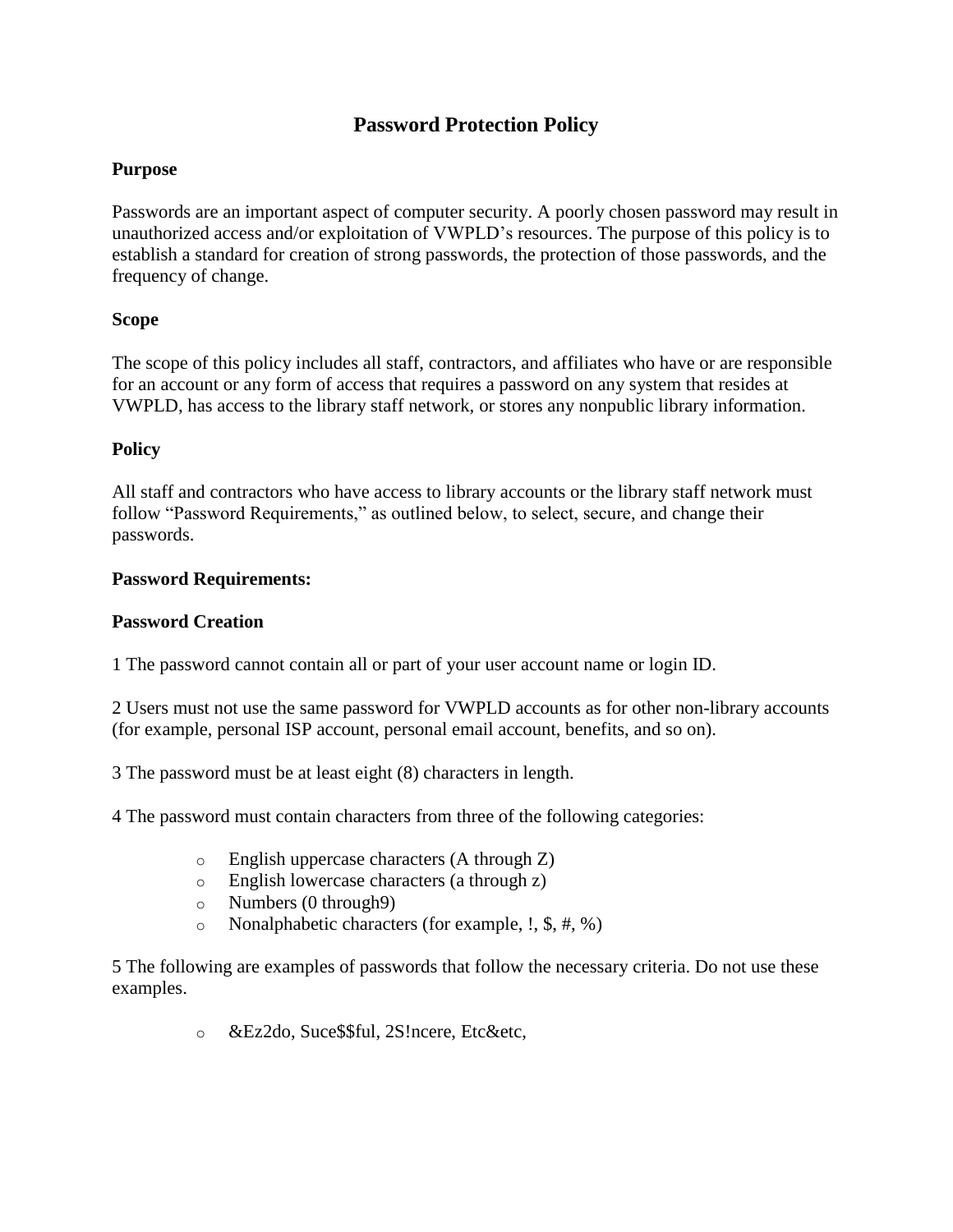# Password Protection Policy

**Purpose**

Passwords are an important aspect of computer security. A poorly chosen password may result in unauthorized access and/or exploitation of VWPLD's resources. The purpose of this policy is to establish a standard for creation of strong passwords, the protection of those passwords, and the frequency of change.

**Scope**

The scope of this policy includes all staff, contractors, and affiliates who have or are responsible for an account or any form of access that requires a password on any system that resides at VWPLD, has access to the library staff network, or stores any nonpublic library information.

**Policy**

All staff and contractors who have access to library accounts or the library staff network must follow "Password Requirements," as outlined below, to select, secure, and change their passwords.

**Password Requirements:**

**Password Creation**

1 The password cannot contain all or part of your user account name or login ID.

2 Users must not use the same password for VWPLD accounts as for other non-library accounts (for example, personal ISP account, personal email account, benefits, and so on).

3 The password must be at least eight (8) characters in length.

4 The password must contain characters from three of the following categories:

- English uppercase characters (A through Z)
- English lowercase characters (a through z)
- Numbers (0 through9)
- Nonalphabetic characters (for example, !, $, #, %)

5 The following are examples of passwords that follow the necessary criteria. Do not use these examples.

- &Ez2do, Suce$$ful, 2S!ncere, Etc&etc,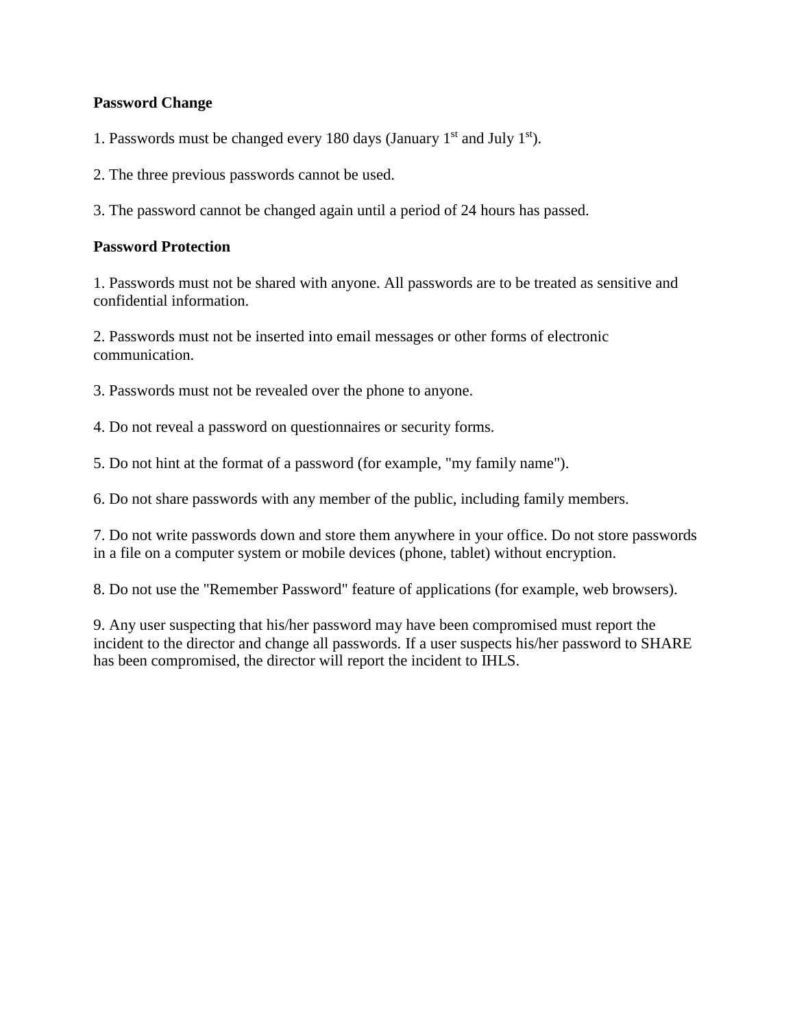**Password Change**

1. Passwords must be changed every 180 days (January 1st and July 1st).

2. The three previous passwords cannot be used.

3. The password cannot be changed again until a period of 24 hours has passed.

**Password Protection**

1. Passwords must not be shared with anyone. All passwords are to be treated as sensitive and confidential information.

2. Passwords must not be inserted into email messages or other forms of electronic communication.

3. Passwords must not be revealed over the phone to anyone.

4. Do not reveal a password on questionnaires or security forms.

5. Do not hint at the format of a password (for example, "my family name").

6. Do not share passwords with any member of the public, including family members.

7. Do not write passwords down and store them anywhere in your office. Do not store passwords in a file on a computer system or mobile devices (phone, tablet) without encryption.

8. Do not use the "Remember Password" feature of applications (for example, web browsers).

9. Any user suspecting that his/her password may have been compromised must report the incident to the director and change all passwords. If a user suspects his/her password to SHARE has been compromised, the director will report the incident to IHLS.